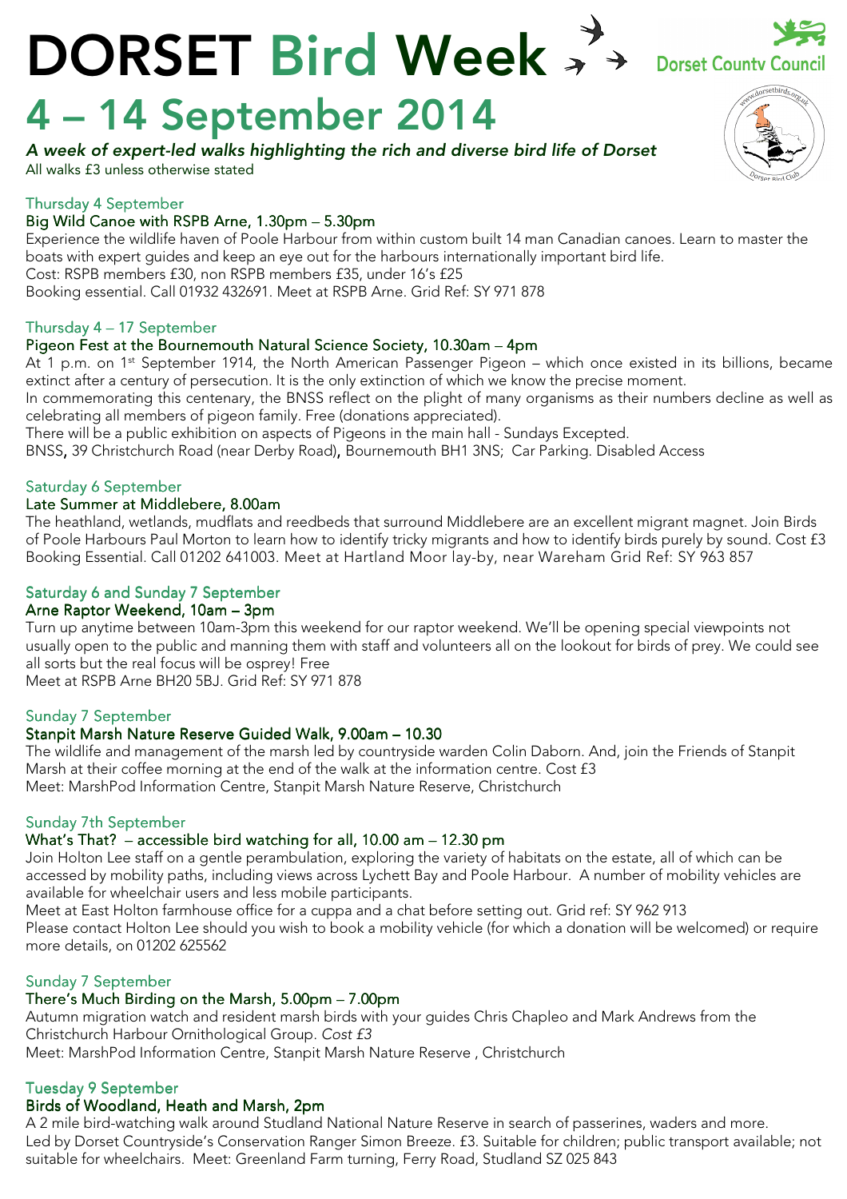# DORSET Bird Week

Dorset County Council

# 4 – 14 September 2014

***A week of expert-led walks highlighting the rich and diverse bird life of Dorset***

All walks £3 unless otherwise stated

### Thursday 4 September
### Big Wild Canoe with RSPB Arne, 1.30pm – 5.30pm

Experience the wildlife haven of Poole Harbour from within custom built 14 man Canadian canoes. Learn to master the boats with expert guides and keep an eye out for the harbours internationally important bird life.
Cost: RSPB members £30, non RSPB members £35, under 16's £25
Booking essential. Call 01932 432691. Meet at RSPB Arne. Grid Ref: SY 971 878

### Thursday 4 – 17 September
### Pigeon Fest at the Bournemouth Natural Science Society, 10.30am – 4pm

At 1 p.m. on 1st September 1914, the North American Passenger Pigeon – which once existed in its billions, became extinct after a century of persecution. It is the only extinction of which we know the precise moment.
In commemorating this centenary, the BNSS reflect on the plight of many organisms as their numbers decline as well as celebrating all members of pigeon family. Free (donations appreciated).
There will be a public exhibition on aspects of Pigeons in the main hall - Sundays Excepted.
BNSS, 39 Christchurch Road (near Derby Road), Bournemouth BH1 3NS; Car Parking. Disabled Access

### Saturday 6 September
### Late Summer at Middlebere, 8.00am

The heathland, wetlands, mudflats and reedbeds that surround Middlebere are an excellent migrant magnet. Join Birds of Poole Harbours Paul Morton to learn how to identify tricky migrants and how to identify birds purely by sound. Cost £3
Booking Essential. Call 01202 641003. Meet at Hartland Moor lay-by, near Wareham Grid Ref: SY 963 857

### Saturday 6 and Sunday 7 September
### Arne Raptor Weekend, 10am – 3pm

Turn up anytime between 10am-3pm this weekend for our raptor weekend. We'll be opening special viewpoints not usually open to the public and manning them with staff and volunteers all on the lookout for birds of prey. We could see all sorts but the real focus will be osprey! Free
Meet at RSPB Arne BH20 5BJ. Grid Ref: SY 971 878

### Sunday 7 September
### Stanpit Marsh Nature Reserve Guided Walk, 9.00am – 10.30

The wildlife and management of the marsh led by countryside warden Colin Daborn. And, join the Friends of Stanpit Marsh at their coffee morning at the end of the walk at the information centre. Cost £3
Meet: MarshPod Information Centre, Stanpit Marsh Nature Reserve, Christchurch

### Sunday 7th September
### What's That? – accessible bird watching for all, 10.00 am – 12.30 pm

Join Holton Lee staff on a gentle perambulation, exploring the variety of habitats on the estate, all of which can be accessed by mobility paths, including views across Lychett Bay and Poole Harbour. A number of mobility vehicles are available for wheelchair users and less mobile participants.
Meet at East Holton farmhouse office for a cuppa and a chat before setting out. Grid ref: SY 962 913
Please contact Holton Lee should you wish to book a mobility vehicle (for which a donation will be welcomed) or require more details, on 01202 625562

### Sunday 7 September
### There's Much Birding on the Marsh, 5.00pm – 7.00pm

Autumn migration watch and resident marsh birds with your guides Chris Chapleo and Mark Andrews from the Christchurch Harbour Ornithological Group. *Cost £3*
Meet: MarshPod Information Centre, Stanpit Marsh Nature Reserve , Christchurch

### Tuesday 9 September
### Birds of Woodland, Heath and Marsh, 2pm

A 2 mile bird-watching walk around Studland National Nature Reserve in search of passerines, waders and more.
Led by Dorset Countryside's Conservation Ranger Simon Breeze. £3. Suitable for children; public transport available; not suitable for wheelchairs. Meet: Greenland Farm turning, Ferry Road, Studland SZ 025 843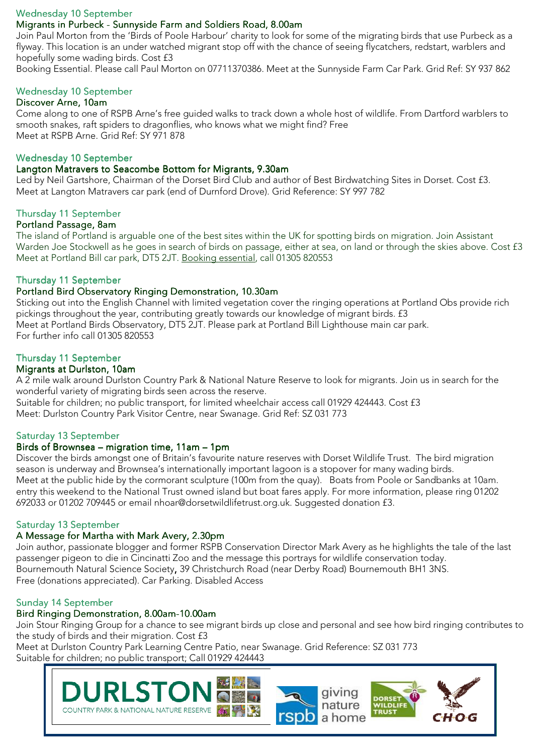Wednesday 10 September

**Migrants in Purbeck - Sunnyside Farm and Soldiers Road, 8.00am**

Join Paul Morton from the 'Birds of Poole Harbour' charity to look for some of the migrating birds that use Purbeck as a flyway. This location is an under watched migrant stop off with the chance of seeing flycatchers, redstart, warblers and hopefully some wading birds. Cost £3

Booking Essential. Please call Paul Morton on 07711370386. Meet at the Sunnyside Farm Car Park. Grid Ref: SY 937 862

Wednesday 10 September

**Discover Arne, 10am**

Come along to one of RSPB Arne's free guided walks to track down a whole host of wildlife. From Dartford warblers to smooth snakes, raft spiders to dragonflies, who knows what we might find? Free

Meet at RSPB Arne. Grid Ref: SY 971 878

Wednesday 10 September

**Langton Matravers to Seacombe Bottom for Migrants, 9.30am**

Led by Neil Gartshore, Chairman of the Dorset Bird Club and author of Best Birdwatching Sites in Dorset. Cost £3.

Meet at Langton Matravers car park (end of Durnford Drove). Grid Reference: SY 997 782

Thursday 11 September

**Portland Passage, 8am**

The island of Portland is arguable one of the best sites within the UK for spotting birds on migration. Join Assistant Warden Joe Stockwell as he goes in search of birds on passage, either at sea, on land or through the skies above. Cost £3

Meet at Portland Bill car park, DT5 2JT. Booking essential, call 01305 820553

Thursday 11 September

**Portland Bird Observatory Ringing Demonstration, 10.30am**

Sticking out into the English Channel with limited vegetation cover the ringing operations at Portland Obs provide rich pickings throughout the year, contributing greatly towards our knowledge of migrant birds. £3

Meet at Portland Birds Observatory, DT5 2JT. Please park at Portland Bill Lighthouse main car park.

For further info call 01305 820553

Thursday 11 September

**Migrants at Durlston, 10am**

A 2 mile walk around Durlston Country Park & National Nature Reserve to look for migrants. Join us in search for the wonderful variety of migrating birds seen across the reserve.

Suitable for children; no public transport, for limited wheelchair access call 01929 424443. Cost £3

Meet: Durlston Country Park Visitor Centre, near Swanage. Grid Ref: SZ 031 773

Saturday 13 September

**Birds of Brownsea – migration time, 11am – 1pm**

Discover the birds amongst one of Britain's favourite nature reserves with Dorset Wildlife Trust. The bird migration season is underway and Brownsea's internationally important lagoon is a stopover for many wading birds.

Meet at the public hide by the cormorant sculpture (100m from the quay). Boats from Poole or Sandbanks at 10am. entry this weekend to the National Trust owned island but boat fares apply. For more information, please ring 01202 692033 or 01202 709445 or email nhoar@dorsetwildlifetrust.org.uk. Suggested donation £3.

Saturday 13 September

**A Message for Martha with Mark Avery, 2.30pm**

Join author, passionate blogger and former RSPB Conservation Director Mark Avery as he highlights the tale of the last passenger pigeon to die in Cincinatti Zoo and the message this portrays for wildlife conservation today.

Bournemouth Natural Science Society, 39 Christchurch Road (near Derby Road) Bournemouth BH1 3NS.

Free (donations appreciated). Car Parking. Disabled Access

Sunday 14 September

**Bird Ringing Demonstration, 8.00am-10.00am**

Join Stour Ringing Group for a chance to see migrant birds up close and personal and see how bird ringing contributes to the study of birds and their migration. Cost £3

Meet at Durlston Country Park Learning Centre Patio, near Swanage. Grid Reference: SZ 031 773

Suitable for children; no public transport; Call 01929 424443

DURLSTON COUNTRY PARK & NATIONAL NATURE RESERVE

rspb giving nature a home

DORSET WILDLIFE TRUST

CHOG